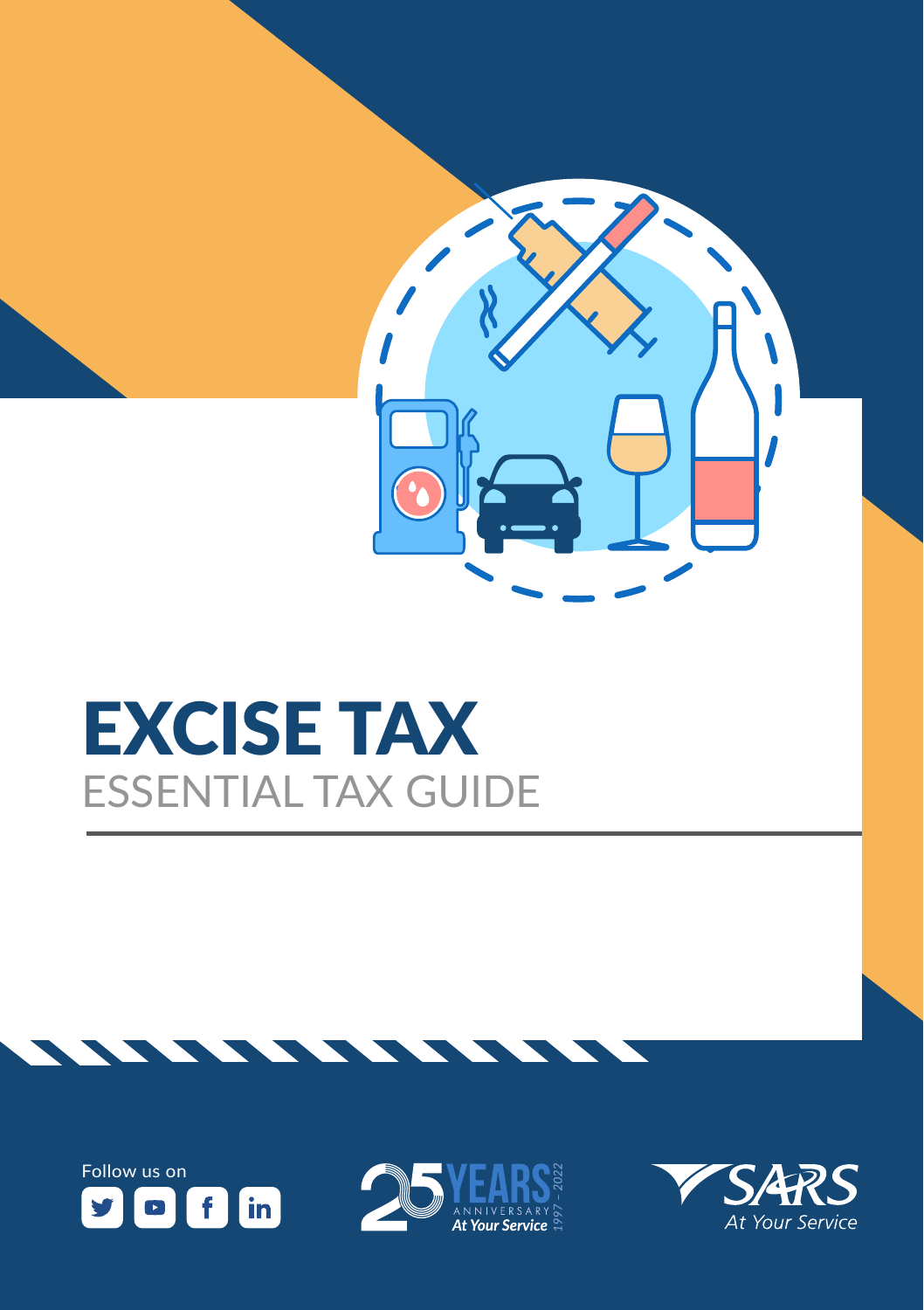# EXCISE TAX

## ESSENTIAL TAX GUIDE

Follow us on

25 YEARS ANNIVERSARY 1997 - 2022 At Your Service

SARS At Your Service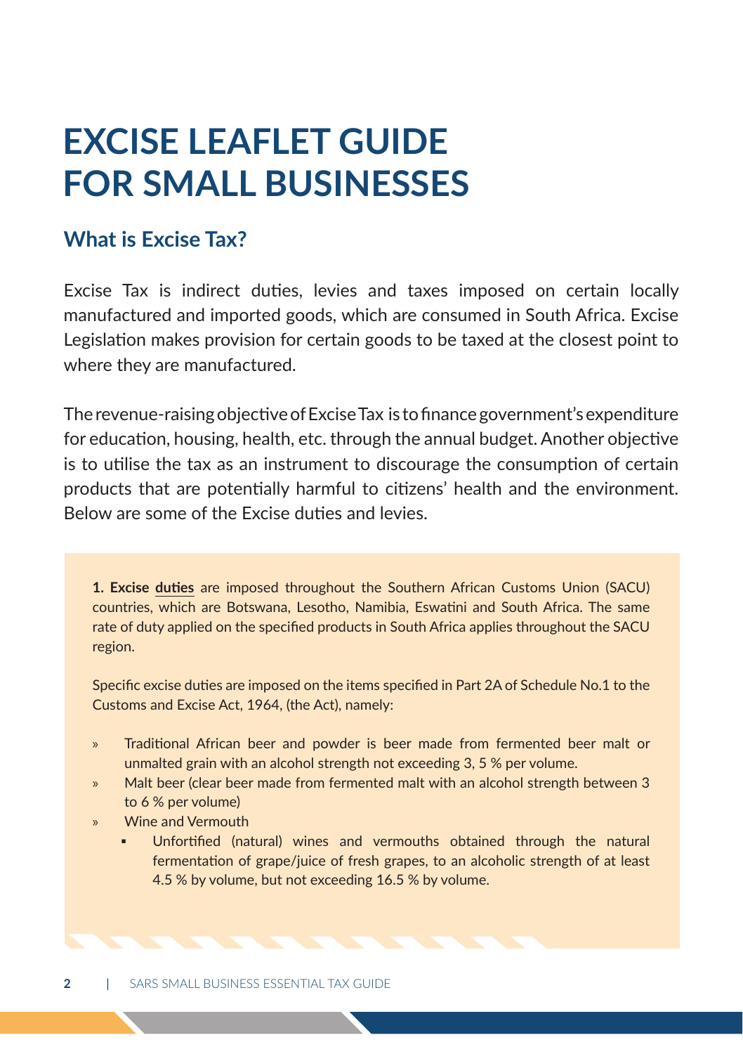# EXCISE LEAFLET GUIDE FOR SMALL BUSINESSES

## What is Excise Tax?

Excise Tax is indirect duties, levies and taxes imposed on certain locally manufactured and imported goods, which are consumed in South Africa. Excise Legislation makes provision for certain goods to be taxed at the closest point to where they are manufactured.

The revenue-raising objective of Excise Tax is to finance government's expenditure for education, housing, health, etc. through the annual budget. Another objective is to utilise the tax as an instrument to discourage the consumption of certain products that are potentially harmful to citizens' health and the environment. Below are some of the Excise duties and levies.

**1. Excise duties** are imposed throughout the Southern African Customs Union (SACU) countries, which are Botswana, Lesotho, Namibia, Eswatini and South Africa. The same rate of duty applied on the specified products in South Africa applies throughout the SACU region.

Specific excise duties are imposed on the items specified in Part 2A of Schedule No.1 to the Customs and Excise Act, 1964, (the Act), namely:

- Traditional African beer and powder is beer made from fermented beer malt or unmalted grain with an alcohol strength not exceeding 3, 5 % per volume.
- Malt beer (clear beer made from fermented malt with an alcohol strength between 3 to 6 % per volume)
- Wine and Vermouth
  - Unfortified (natural) wines and vermouths obtained through the natural fermentation of grape/juice of fresh grapes, to an alcoholic strength of at least 4.5 % by volume, but not exceeding 16.5 % by volume.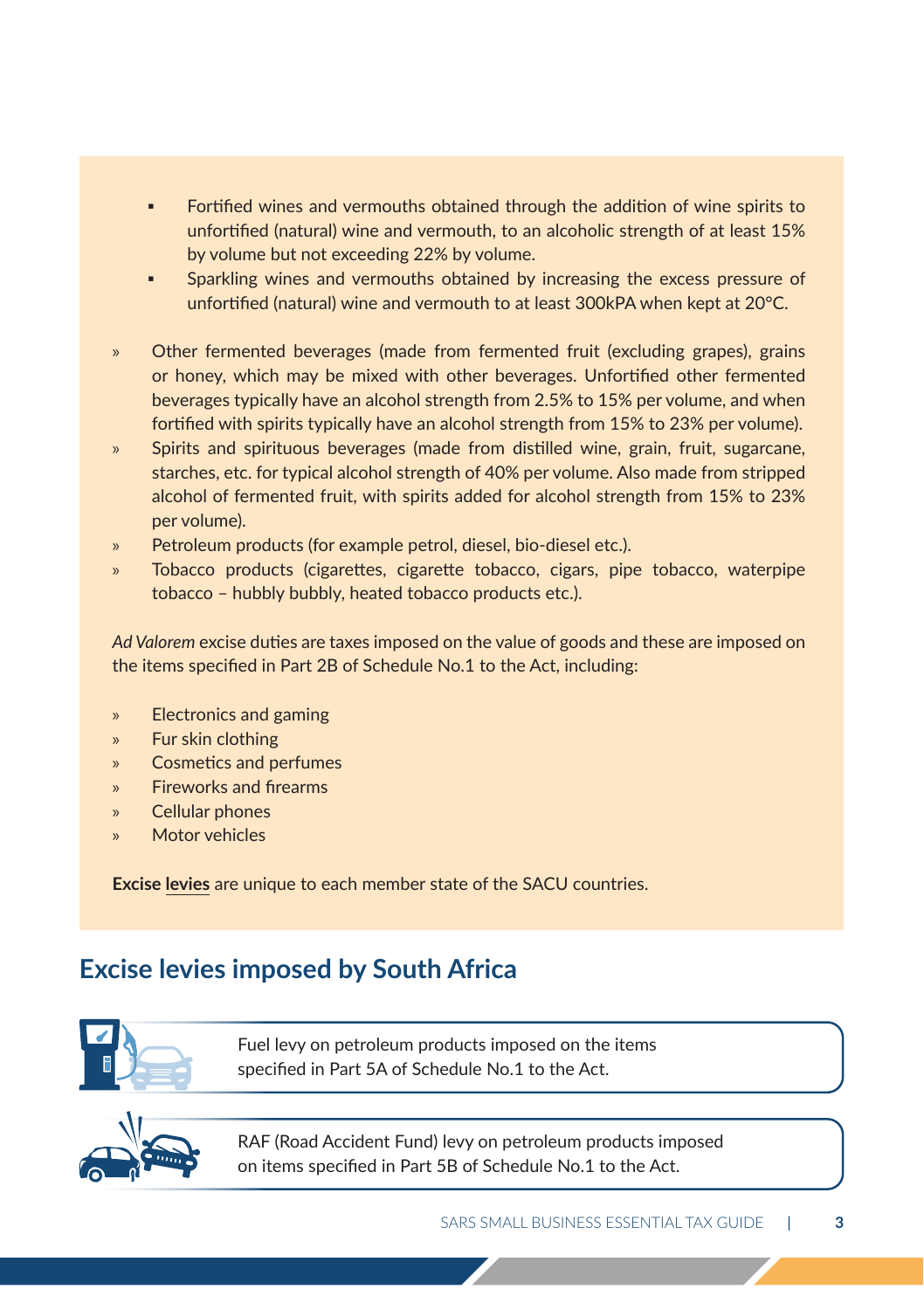- Fortified wines and vermouths obtained through the addition of wine spirits to unfortified (natural) wine and vermouth, to an alcoholic strength of at least 15% by volume but not exceeding 22% by volume.
  - Sparkling wines and vermouths obtained by increasing the excess pressure of unfortified (natural) wine and vermouth to at least 300kPA when kept at 20°C.

- Other fermented beverages (made from fermented fruit (excluding grapes), grains or honey, which may be mixed with other beverages. Unfortified other fermented beverages typically have an alcohol strength from 2.5% to 15% per volume, and when fortified with spirits typically have an alcohol strength from 15% to 23% per volume).
- Spirits and spirituous beverages (made from distilled wine, grain, fruit, sugarcane, starches, etc. for typical alcohol strength of 40% per volume. Also made from stripped alcohol of fermented fruit, with spirits added for alcohol strength from 15% to 23% per volume).
- Petroleum products (for example petrol, diesel, bio-diesel etc.).
- Tobacco products (cigarettes, cigarette tobacco, cigars, pipe tobacco, waterpipe tobacco – hubbly bubbly, heated tobacco products etc.).

*Ad Valorem* excise duties are taxes imposed on the value of goods and these are imposed on the items specified in Part 2B of Schedule No.1 to the Act, including:

- Electronics and gaming
- Fur skin clothing
- Cosmetics and perfumes
- Fireworks and firearms
- Cellular phones
- Motor vehicles

**Excise levies** are unique to each member state of the SACU countries.

## Excise levies imposed by South Africa

Fuel levy on petroleum products imposed on the items specified in Part 5A of Schedule No.1 to the Act.

RAF (Road Accident Fund) levy on petroleum products imposed on items specified in Part 5B of Schedule No.1 to the Act.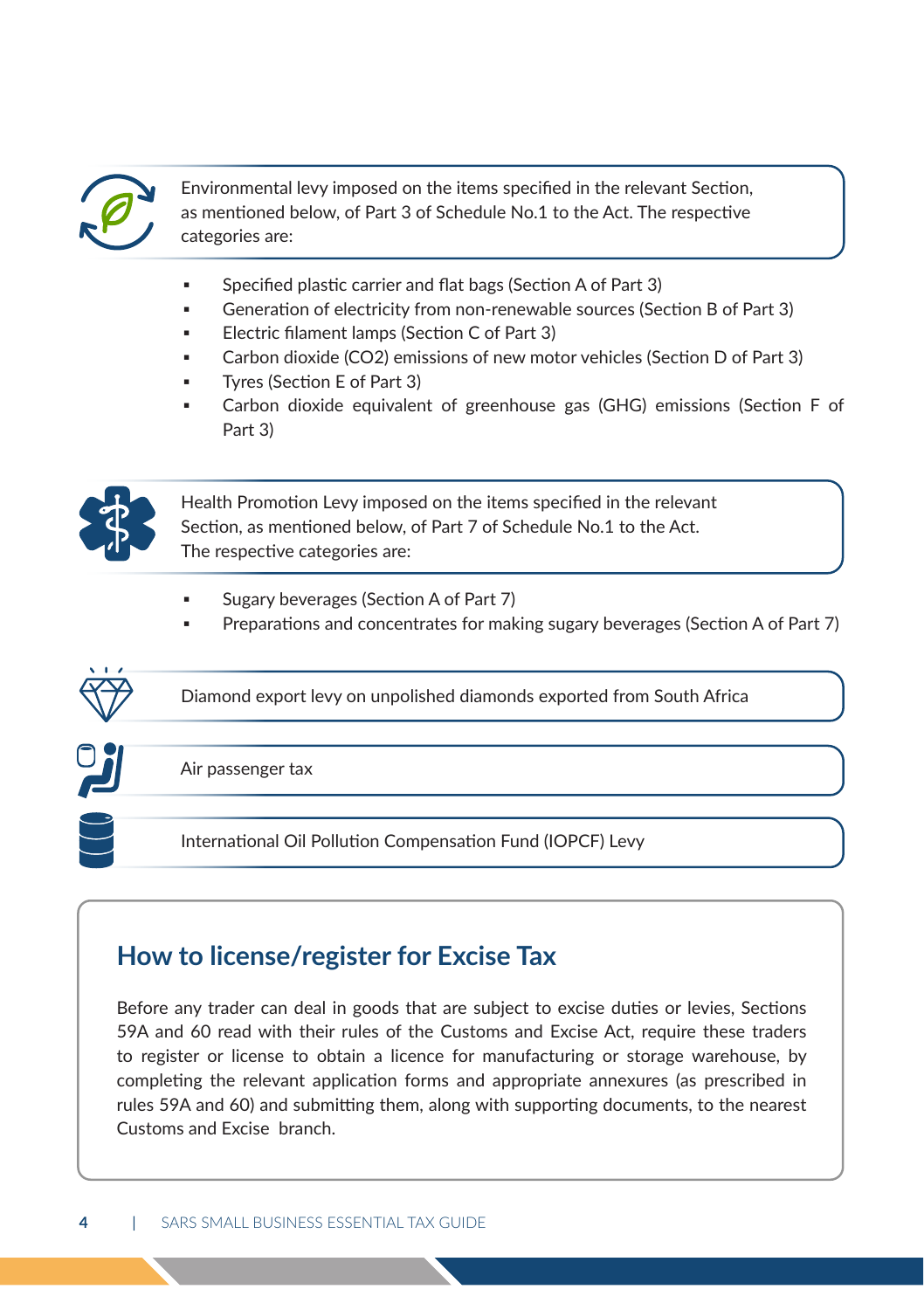Environmental levy imposed on the items specified in the relevant Section, as mentioned below, of Part 3 of Schedule No.1 to the Act. The respective categories are:

- Specified plastic carrier and flat bags (Section A of Part 3)
- Generation of electricity from non-renewable sources (Section B of Part 3)
- Electric filament lamps (Section C of Part 3)
- Carbon dioxide ($CO_2$) emissions of new motor vehicles (Section D of Part 3)
- Tyres (Section E of Part 3)
- Carbon dioxide equivalent of greenhouse gas (GHG) emissions (Section F of Part 3)

Health Promotion Levy imposed on the items specified in the relevant Section, as mentioned below, of Part 7 of Schedule No.1 to the Act. The respective categories are:

- Sugary beverages (Section A of Part 7)
- Preparations and concentrates for making sugary beverages (Section A of Part 7)

Diamond export levy on unpolished diamonds exported from South Africa

Air passenger tax

International Oil Pollution Compensation Fund (IOPCF) Levy

## How to license/register for Excise Tax

Before any trader can deal in goods that are subject to excise duties or levies, Sections 59A and 60 read with their rules of the Customs and Excise Act, require these traders to register or license to obtain a licence for manufacturing or storage warehouse, by completing the relevant application forms and appropriate annexures (as prescribed in rules 59A and 60) and submitting them, along with supporting documents, to the nearest Customs and Excise branch.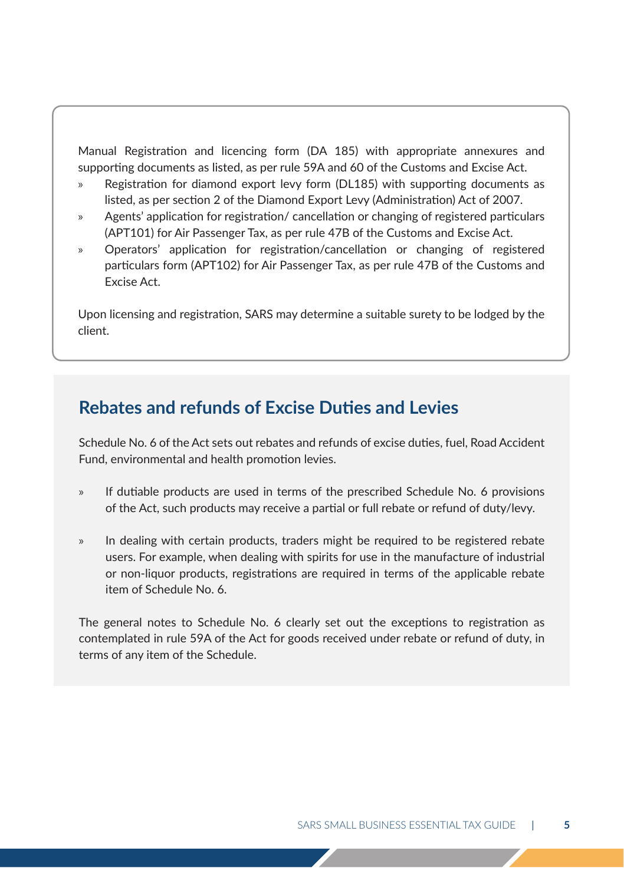Manual Registration and licencing form (DA 185) with appropriate annexures and supporting documents as listed, as per rule 59A and 60 of the Customs and Excise Act.

- Registration for diamond export levy form (DL185) with supporting documents as listed, as per section 2 of the Diamond Export Levy (Administration) Act of 2007.
- Agents' application for registration/ cancellation or changing of registered particulars (APT101) for Air Passenger Tax, as per rule 47B of the Customs and Excise Act.
- Operators' application for registration/cancellation or changing of registered particulars form (APT102) for Air Passenger Tax, as per rule 47B of the Customs and Excise Act.

Upon licensing and registration, SARS may determine a suitable surety to be lodged by the client.

## Rebates and refunds of Excise Duties and Levies

Schedule No. 6 of the Act sets out rebates and refunds of excise duties, fuel, Road Accident Fund, environmental and health promotion levies.

- If dutiable products are used in terms of the prescribed Schedule No. 6 provisions of the Act, such products may receive a partial or full rebate or refund of duty/levy.
- In dealing with certain products, traders might be required to be registered rebate users. For example, when dealing with spirits for use in the manufacture of industrial or non-liquor products, registrations are required in terms of the applicable rebate item of Schedule No. 6.

The general notes to Schedule No. 6 clearly set out the exceptions to registration as contemplated in rule 59A of the Act for goods received under rebate or refund of duty, in terms of any item of the Schedule.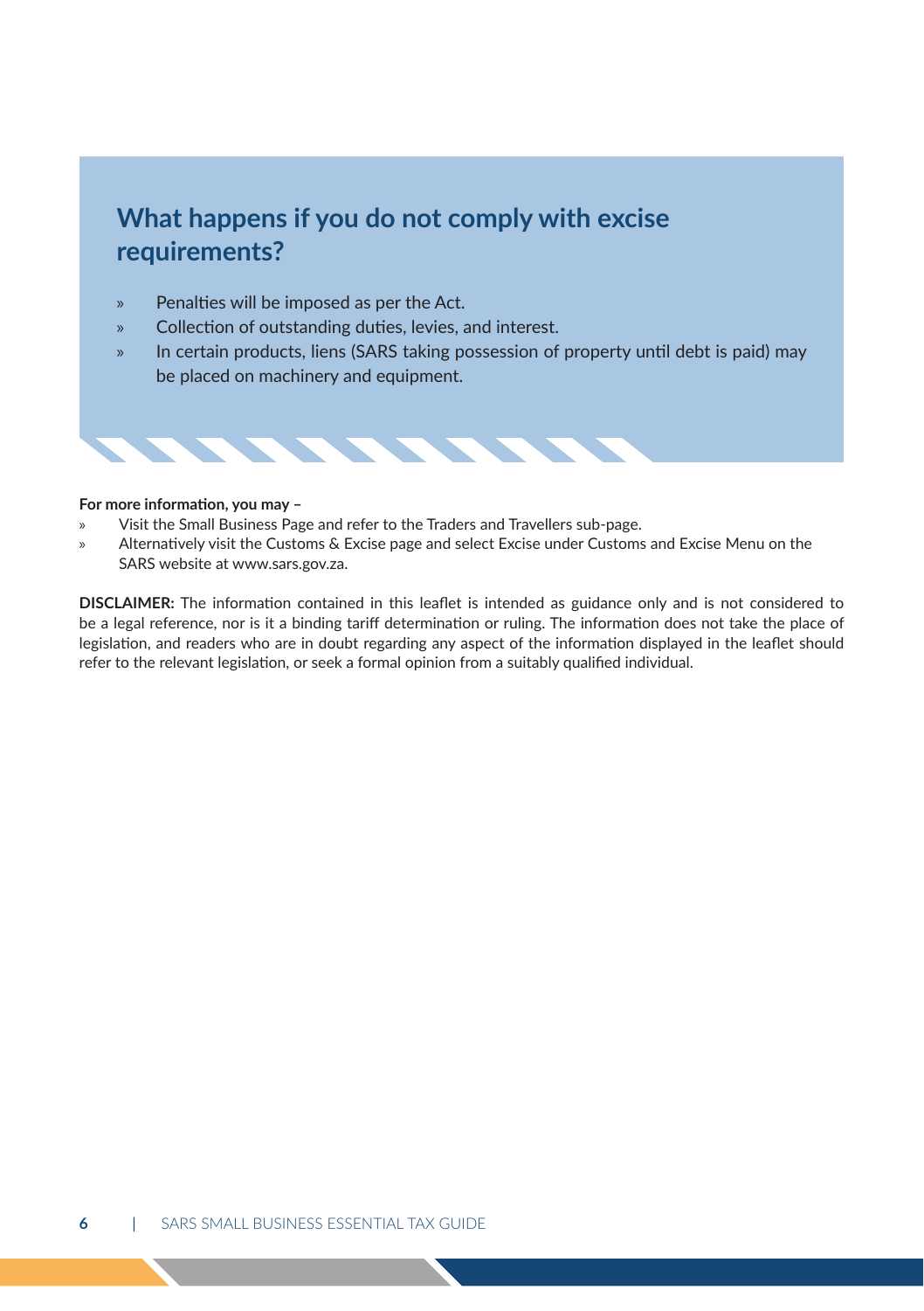## What happens if you do not comply with excise requirements?

- Penalties will be imposed as per the Act.
- Collection of outstanding duties, levies, and interest.
- In certain products, liens (SARS taking possession of property until debt is paid) may be placed on machinery and equipment.

**For more information, you may –**

- Visit the Small Business Page and refer to the Traders and Travellers sub-page.
- Alternatively visit the Customs & Excise page and select Excise under Customs and Excise Menu on the SARS website at www.sars.gov.za.

**DISCLAIMER:** The information contained in this leaflet is intended as guidance only and is not considered to be a legal reference, nor is it a binding tariff determination or ruling. The information does not take the place of legislation, and readers who are in doubt regarding any aspect of the information displayed in the leaflet should refer to the relevant legislation, or seek a formal opinion from a suitably qualified individual.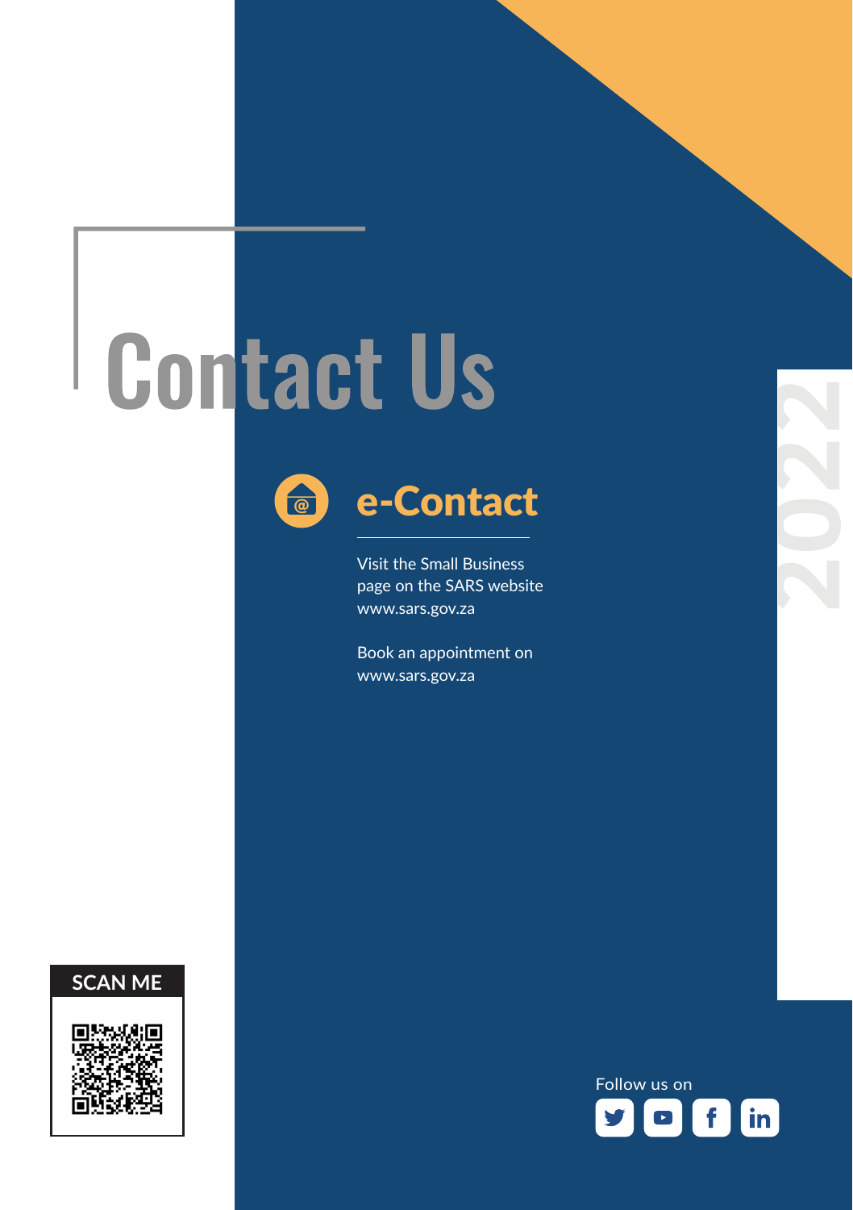# Contact Us

## e-Contact

Visit the Small Business page on the SARS website www.sars.gov.za

Book an appointment on www.sars.gov.za

2022

SCAN ME

Follow us on